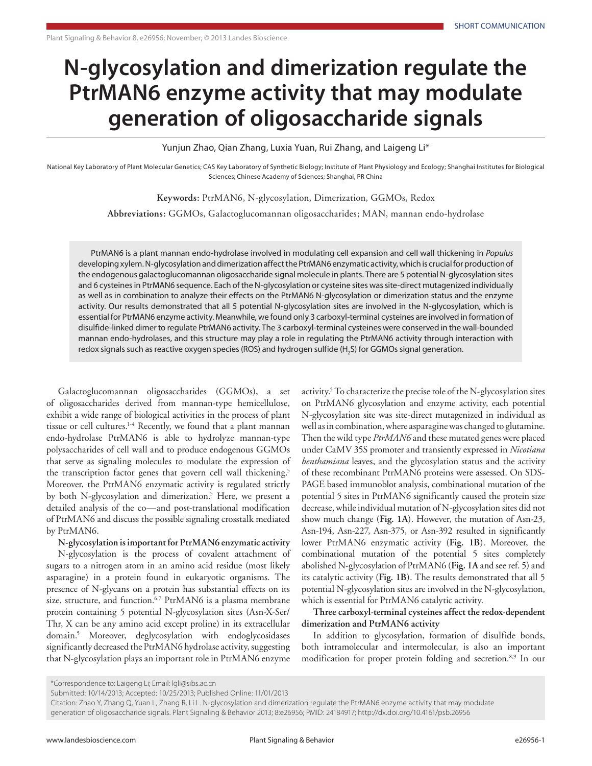SHORT COMMUNICATION

# N-glycosylation and dimerization regulate the PtrMAN6 enzyme activity that may modulate generation of oligosaccharide signals

Yunjun Zhao, Qian Zhang, Luxia Yuan, Rui Zhang, and Laigeng Li*

National Key Laboratory of Plant Molecular Genetics; CAS Key Laboratory of Synthetic Biology; Institute of Plant Physiology and Ecology; Shanghai Institutes for Biological Sciences; Chinese Academy of Sciences; Shanghai, PR China

**Keywords:** PtrMAN6, N-glycosylation, Dimerization, GGMOs, Redox

**Abbreviations:** GGMOs, Galactoglucomannan oligosaccharides; MAN, mannan endo-hydrolase

PtrMAN6 is a plant mannan endo-hydrolase involved in modulating cell expansion and cell wall thickening in *Populus* developing xylem. N-glycosylation and dimerization affect the PtrMAN6 enzymatic activity, which is crucial for production of the endogenous galactoglucomannan oligosaccharide signal molecule in plants. There are 5 potential N-glycosylation sites and 6 cysteines in PtrMAN6 sequence. Each of the N-glycosylation or cysteine sites was site-direct mutagenized individually as well as in combination to analyze their effects on the PtrMAN6 N-glycosylation or dimerization status and the enzyme activity. Our results demonstrated that all 5 potential N-glycosylation sites are involved in the N-glycosylation, which is essential for PtrMAN6 enzyme activity. Meanwhile, we found only 3 carboxyl-terminal cysteines are involved in formation of disulfide-linked dimer to regulate PtrMAN6 activity. The 3 carboxyl-terminal cysteines were conserved in the wall-bounded mannan endo-hydrolases, and this structure may play a role in regulating the PtrMAN6 activity through interaction with redox signals such as reactive oxygen species (ROS) and hydrogen sulfide ($H_2S$) for GGMOs signal generation.

Galactoglucomannan oligosaccharides (GGMOs), a set of oligosaccharides derived from mannan-type hemicellulose, exhibit a wide range of biological activities in the process of plant tissue or cell cultures.[1-4] Recently, we found that a plant mannan endo-hydrolase PtrMAN6 is able to hydrolyze mannan-type polysaccharides of cell wall and to produce endogenous GGMOs that serve as signaling molecules to modulate the expression of the transcription factor genes that govern cell wall thickening.[5] Moreover, the PtrMAN6 enzymatic activity is regulated strictly by both N-glycosylation and dimerization.[5] Here, we present a detailed analysis of the co—and post-translational modification of PtrMAN6 and discuss the possible signaling crosstalk mediated by PtrMAN6.

**N-glycosylation is important for PtrMAN6 enzymatic activity**

N-glycosylation is the process of covalent attachment of sugars to a nitrogen atom in an amino acid residue (most likely asparagine) in a protein found in eukaryotic organisms. The presence of N-glycans on a protein has substantial effects on its size, structure, and function.[6,7] PtrMAN6 is a plasma membrane protein containing 5 potential N-glycosylation sites (Asn-X-Ser/Thr, X can be any amino acid except proline) in its extracellular domain.[5] Moreover, deglycosylation with endoglycosidases significantly decreased the PtrMAN6 hydrolase activity, suggesting that N-glycosylation plays an important role in PtrMAN6 enzyme activity.[5] To characterize the precise role of the N-glycosylation sites on PtrMAN6 glycosylation and enzyme activity, each potential N-glycosylation site was site-direct mutagenized in individual as well as in combination, where asparagine was changed to glutamine. Then the wild type *PtrMAN6* and these mutated genes were placed under CaMV 35S promoter and transiently expressed in *Nicotiana benthamiana* leaves, and the glycosylation status and the activity of these recombinant PtrMAN6 proteins were assessed. On SDS-PAGE based immunoblot analysis, combinational mutation of the potential 5 sites in PtrMAN6 significantly caused the protein size decrease, while individual mutation of N-glycosylation sites did not show much change (**Fig. 1A**). However, the mutation of Asn-23, Asn-194, Asn-227, Asn-375, or Asn-392 resulted in significantly lower PtrMAN6 enzymatic activity (**Fig. 1B**). Moreover, the combinational mutation of the potential 5 sites completely abolished N-glycosylation of PtrMAN6 (**Fig. 1A** and see ref. 5) and its catalytic activity (**Fig. 1B**). The results demonstrated that all 5 potential N-glycosylation sites are involved in the N-glycosylation, which is essential for PtrMAN6 catalytic activity.

**Three carboxyl-terminal cysteines affect the redox-dependent dimerization and PtrMAN6 activity**

In addition to glycosylation, formation of disulfide bonds, both intramolecular and intermolecular, is also an important modification for proper protein folding and secretion.[8,9] In our

*Correspondence to: Laigeng Li; Email: lgli@sibs.ac.cn

Submitted: 10/14/2013; Accepted: 10/25/2013; Published Online: 11/01/2013

Citation: Zhao Y, Zhang Q, Yuan L, Zhang R, Li L. N-glycosylation and dimerization regulate the PtrMAN6 enzyme activity that may modulate generation of oligosaccharide signals. Plant Signaling & Behavior 2013; 8:e26956; PMID: 24184917; http://dx.doi.org/10.4161/psb.26956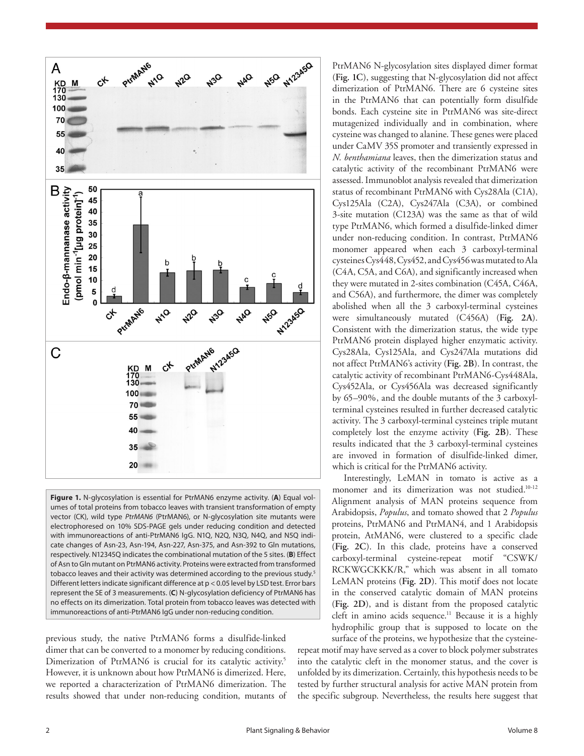**Figure 1.** N-glycosylation is essential for PtrMAN6 enzyme activity. (**A**) Equal volumes of total proteins from tobacco leaves with transient transformation of empty vector (CK), wild type *PtrMAN6* (PtrMAN6), or N-glycosylation site mutants were electrophoresed on 10% SDS-PAGE gels under reducing condition and detected with immunoreactions of anti-PtrMAN6 IgG. N1Q, N2Q, N3Q, N4Q, and N5Q indicate changes of Asn-23, Asn-194, Asn-227, Asn-375, and Asn-392 to Gln mutations, respectively. N12345Q indicates the combinational mutation of the 5 sites. (**B**) Effect of Asn to Gln mutant on PtrMAN6 activity. Proteins were extracted from transformed tobacco leaves and their activity was determined according to the previous study.[5] Different letters indicate significant difference at $p < 0.05$ level by LSD test. Error bars represent the SE of 3 measurements. (**C**) N-glycosylation deficiency of PtrMAN6 has no effects on its dimerization. Total protein from tobacco leaves was detected with immunoreactions of anti-PtrMAN6 IgG under non-reducing condition.

previous study, the native PtrMAN6 forms a disulfide-linked dimer that can be converted to a monomer by reducing conditions. Dimerization of PtrMAN6 is crucial for its catalytic activity.[5] However, it is unknown about how PtrMAN6 is dimerized. Here, we reported a characterization of PtrMAN6 dimerization. The results showed that under non-reducing condition, mutants of PtrMAN6 N-glycosylation sites displayed dimer format (**Fig. 1C**), suggesting that N-glycosylation did not affect dimerization of PtrMAN6. There are 6 cysteine sites in the PtrMAN6 that can potentially form disulfide bonds. Each cysteine site in PtrMAN6 was site-direct mutagenized individually and in combination, where cysteine was changed to alanine. These genes were placed under CaMV 35S promoter and transiently expressed in *N. benthamiana* leaves, then the dimerization status and catalytic activity of the recombinant PtrMAN6 were assessed. Immunoblot analysis revealed that dimerization status of recombinant PtrMAN6 with Cys28Ala (C1A), Cys125Ala (C2A), Cys247Ala (C3A), or combined 3-site mutation (C123A) was the same as that of wild type PtrMAN6, which formed a disulfide-linked dimer under non-reducing condition. In contrast, PtrMAN6 monomer appeared when each 3 carboxyl-terminal cysteines Cys448, Cys452, and Cys456 was mutated to Ala (C4A, C5A, and C6A), and significantly increased when they were mutated in 2-sites combination (C45A, C46A, and C56A), and furthermore, the dimer was completely abolished when all the 3 carboxyl-terminal cysteines were simultaneously mutated (C456A) (**Fig. 2A**). Consistent with the dimerization status, the wide type PtrMAN6 protein displayed higher enzymatic activity. Cys28Ala, Cys125Ala, and Cys247Ala mutations did not affect PtrMAN6's activity (**Fig. 2B**). In contrast, the catalytic activity of recombinant PtrMAN6-Cys448Ala, Cys452Ala, or Cys456Ala was decreased significantly by 65–90%, and the double mutants of the 3 carboxyl-terminal cysteines resulted in further decreased catalytic activity. The 3 carboxyl-terminal cysteines triple mutant completely lost the enzyme activity (**Fig. 2B**). These results indicated that the 3 carboxyl-terminal cysteines are invoved in formation of disulfide-linked dimer, which is critical for the PtrMAN6 activity.

Interestingly, LeMAN in tomato is active as a monomer and its dimerization was not studied.[10-12] Alignment analysis of MAN proteins sequence from Arabidopsis, *Populus*, and tomato showed that 2 *Populus* proteins, PtrMAN6 and PtrMAN4, and 1 Arabidopsis protein, AtMAN6, were clustered to a specific clade (**Fig. 2C**). In this clade, proteins have a conserved carboxyl-terminal cysteine-repeat motif "CSWK/RCKWGCKKK/R," which was absent in all tomato LeMAN proteins (**Fig. 2D**). This motif does not locate in the conserved catalytic domain of MAN proteins (**Fig. 2D**), and is distant from the proposed catalytic cleft in amino acids sequence.[11] Because it is a highly hydrophilic group that is supposed to locate on the surface of the proteins, we hypothesize that the cysteine-repeat motif may have served as a cover to block polymer substrates into the catalytic cleft in the monomer status, and the cover is unfolded by its dimerization. Certainly, this hypothesis needs to be tested by further structural analysis for active MAN protein from the specific subgroup. Nevertheless, the results here suggest that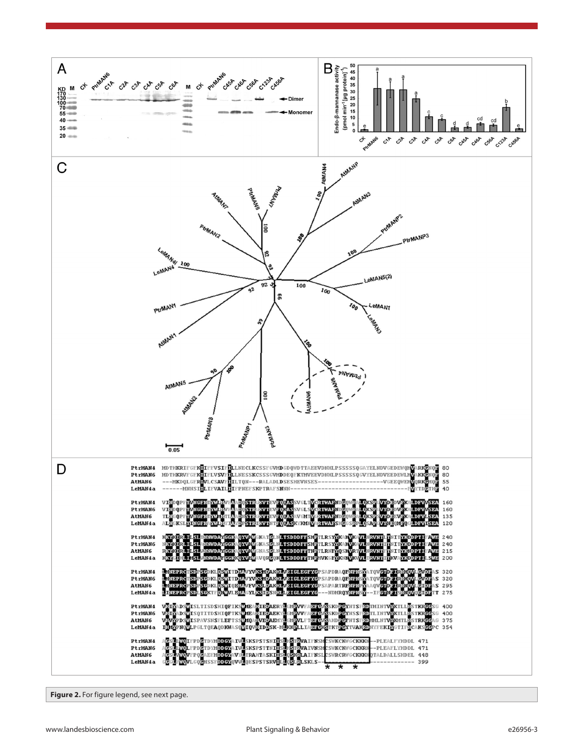**Figure 2.** For figure legend, see next page.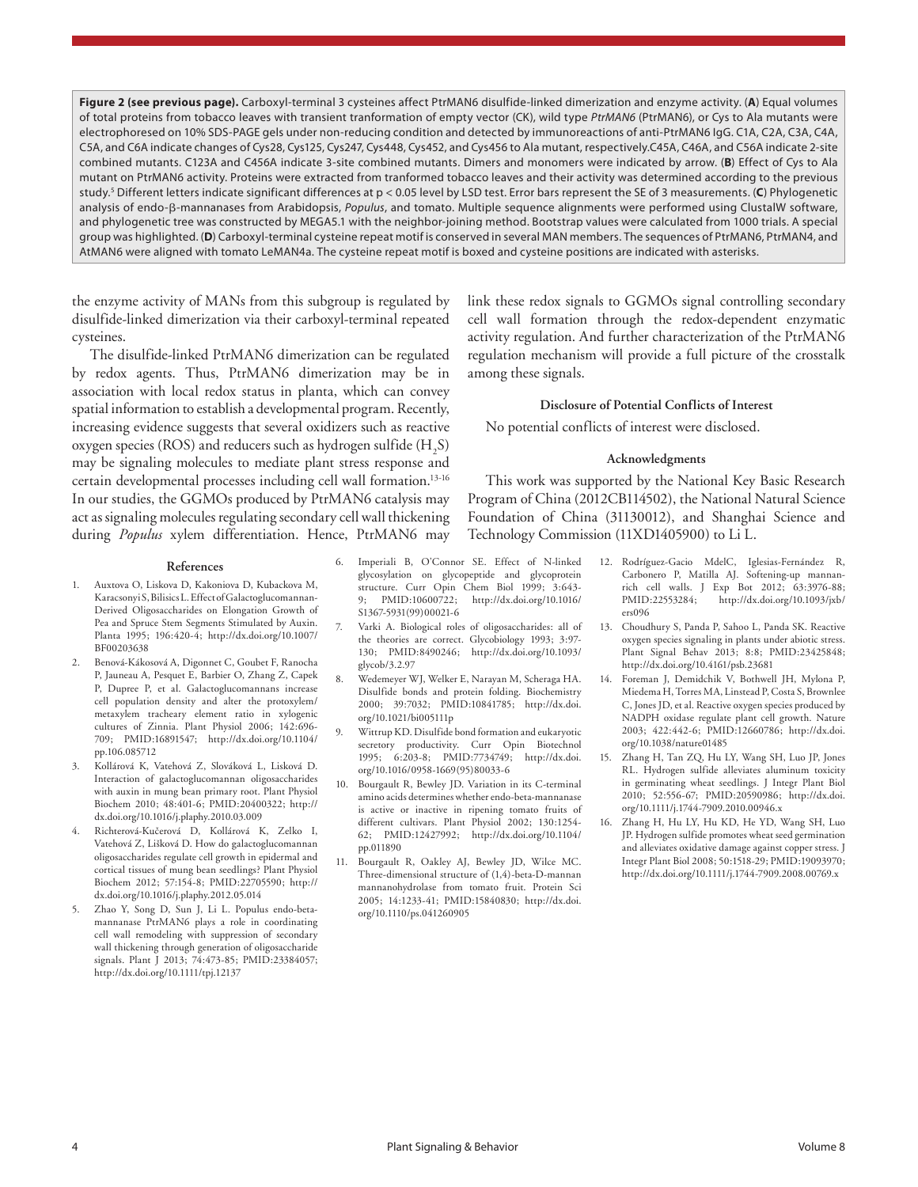**Figure 2 (see previous page).** Carboxyl-terminal 3 cysteines affect PtrMAN6 disulfide-linked dimerization and enzyme activity. (**A**) Equal volumes of total proteins from tobacco leaves with transient tranformation of empty vector (CK), wild type *PtrMAN6* (PtrMAN6), or Cys to Ala mutants were electrophoresed on 10% SDS-PAGE gels under non-reducing condition and detected by immunoreactions of anti-PtrMAN6 IgG. C1A, C2A, C3A, C4A, C5A, and C6A indicate changes of Cys28, Cys125, Cys247, Cys448, Cys452, and Cys456 to Ala mutant, respectively.C45A, C46A, and C56A indicate 2-site combined mutants. C123A and C456A indicate 3-site combined mutants. Dimers and monomers were indicated by arrow. (**B**) Effect of Cys to Ala mutant on PtrMAN6 activity. Proteins were extracted from tranformed tobacco leaves and their activity was determined according to the previous study.[5] Different letters indicate significant differences at $p < 0.05$ level by LSD test. Error bars represent the SE of 3 measurements. (**C**) Phylogenetic analysis of endo-β-mannanases from Arabidopsis, *Populus*, and tomato. Multiple sequence alignments were performed using ClustalW software, and phylogenetic tree was constructed by MEGA5.1 with the neighbor-joining method. Bootstrap values were calculated from 1000 trials. A special group was highlighted. (**D**) Carboxyl-terminal cysteine repeat motif is conserved in several MAN members. The sequences of PtrMAN6, PtrMAN4, and AtMAN6 were aligned with tomato LeMAN4a. The cysteine repeat motif is boxed and cysteine positions are indicated with asterisks.

the enzyme activity of MANs from this subgroup is regulated by disulfide-linked dimerization via their carboxyl-terminal repeated cysteines.

The disulfide-linked PtrMAN6 dimerization can be regulated by redox agents. Thus, PtrMAN6 dimerization may be in association with local redox status in planta, which can convey spatial information to establish a developmental program. Recently, increasing evidence suggests that several oxidizers such as reactive oxygen species (ROS) and reducers such as hydrogen sulfide ($H_2S$) may be signaling molecules to mediate plant stress response and certain developmental processes including cell wall formation.[13-16] In our studies, the GGMOs produced by PtrMAN6 catalysis may act as signaling molecules regulating secondary cell wall thickening during *Populus* xylem differentiation. Hence, PtrMAN6 may link these redox signals to GGMOs signal controlling secondary cell wall formation through the redox-dependent enzymatic activity regulation. And further characterization of the PtrMAN6 regulation mechanism will provide a full picture of the crosstalk among these signals.

### Disclosure of Potential Conflicts of Interest

No potential conflicts of interest were disclosed.

### Acknowledgments

This work was supported by the National Key Basic Research Program of China (2012CB114502), the National Natural Science Foundation of China (31130012), and Shanghai Science and Technology Commission (11XD1405900) to Li L.

### References

1. Auxtova O, Liskova D, Kakoniova D, Kubackova M, Karacsonyi S, Bilisics L. Effect of Galactoglucomannan-Derived Oligosaccharides on Elongation Growth of Pea and Spruce Stem Segments Stimulated by Auxin. Planta 1995; 196:420-4; http://dx.doi.org/10.1007/BF00203638
2. Benová-Kákosová A, Digonnet C, Goubet F, Ranocha P, Jauneau A, Pesquet E, Barbier O, Zhang Z, Capek P, Dupree P, et al. Galactoglucomannans increase cell population density and alter the protoxylem/metaxylem tracheary element ratio in xylogenic cultures of Zinnia. Plant Physiol 2006; 142:696-709; PMID:16891547; http://dx.doi.org/10.1104/pp.106.085712
3. Kolláróvá K, Vatehová Z, Slováková L, Lisková D. Interaction of galactoglucomannan oligosaccharides with auxin in mung bean primary root. Plant Physiol Biochem 2010; 48:401-6; PMID:20400322; http://dx.doi.org/10.1016/j.plaphy.2010.03.009
4. Richterová-Kučerová D, Kollárová K, Zelko I, Vatehová Z, Lišková D. How do galactoglucomannan oligosaccharides regulate cell growth in epidermal and cortical tissues of mung bean seedlings? Plant Physiol Biochem 2012; 57:154-8; PMID:22705590; http://dx.doi.org/10.1016/j.plaphy.2012.05.014
5. Zhao Y, Song D, Sun J, Li L. Populus endo-beta-mannanase PtrMAN6 plays a role in coordinating cell wall remodeling with suppression of secondary wall thickening through generation of oligosaccharide signals. Plant J 2013; 74:473-85; PMID:23384057; http://dx.doi.org/10.1111/tpj.12137
6. Imperiali B, O'Connor SE. Effect of N-linked glycosylation on glycopeptide and glycoprotein structure. Curr Opin Chem Biol 1999; 3:643-9; PMID:10600722; http://dx.doi.org/10.1016/S1367-5931(99)00021-6
7. Varki A. Biological roles of oligosaccharides: all of the theories are correct. Glycobiology 1993; 3:97-130; PMID:8490246; http://dx.doi.org/10.1093/glycob/3.2.97
8. Wedemeyer WJ, Welker E, Narayan M, Scheraga HA. Disulfide bonds and protein folding. Biochemistry 2000; 39:7032; PMID:10841785; http://dx.doi.org/10.1021/bi005111p
9. Wittrup KD. Disulfide bond formation and eukaryotic secretory productivity. Curr Opin Biotechnol 1995; 6:203-8; PMID:7734749; http://dx.doi.org/10.1016/0958-1669(95)80033-6
10. Bourgault R, Bewley JD. Variation in its C-terminal amino acids determines whether endo-beta-mannanase is active or inactive in ripening tomato fruits of different cultivars. Plant Physiol 2002; 130:1254-62; PMID:12427992; http://dx.doi.org/10.1104/pp.011890
11. Bourgault R, Oakley AJ, Bewley JD, Wilce MC. Three-dimensional structure of (1,4)-beta-D-mannan mannanohydrolase from tomato fruit. Protein Sci 2005; 14:1233-41; PMID:15840830; http://dx.doi.org/10.1110/ps.041260905
12. Rodríguez-Gacio MdelC, Iglesias-Fernández R, Carbonero P, Matilla AJ. Softening-up mannan-rich cell walls. J Exp Bot 2012; 63:3976-88; PMID:22553284; http://dx.doi.org/10.1093/jxb/ers096
13. Choudhury S, Panda P, Sahoo L, Panda SK. Reactive oxygen species signaling in plants under abiotic stress. Plant Signal Behav 2013; 8:8; PMID:23425848; http://dx.doi.org/10.4161/psb.23681
14. Foreman J, Demidchik V, Bothwell JH, Mylona P, Miedema H, Torres MA, Linstead P, Costa S, Brownlee C, Jones JD, et al. Reactive oxygen species produced by NADPH oxidase regulate plant cell growth. Nature 2003; 422:442-6; PMID:12660786; http://dx.doi.org/10.1038/nature01485
15. Zhang H, Tan ZQ, Hu LY, Wang SH, Luo JP, Jones RL. Hydrogen sulfide alleviates aluminum toxicity in germinating wheat seedlings. J Integr Plant Biol 2010; 52:556-67; PMID:20590986; http://dx.doi.org/10.1111/j.1744-7909.2010.00946.x
16. Zhang H, Hu LY, Hu KD, He YD, Wang SH, Luo JP. Hydrogen sulfide promotes wheat seed germination and alleviates oxidative damage against copper stress. J Integr Plant Biol 2008; 50:1518-29; PMID:19093970; http://dx.doi.org/10.1111/j.1744-7909.2008.00769.x